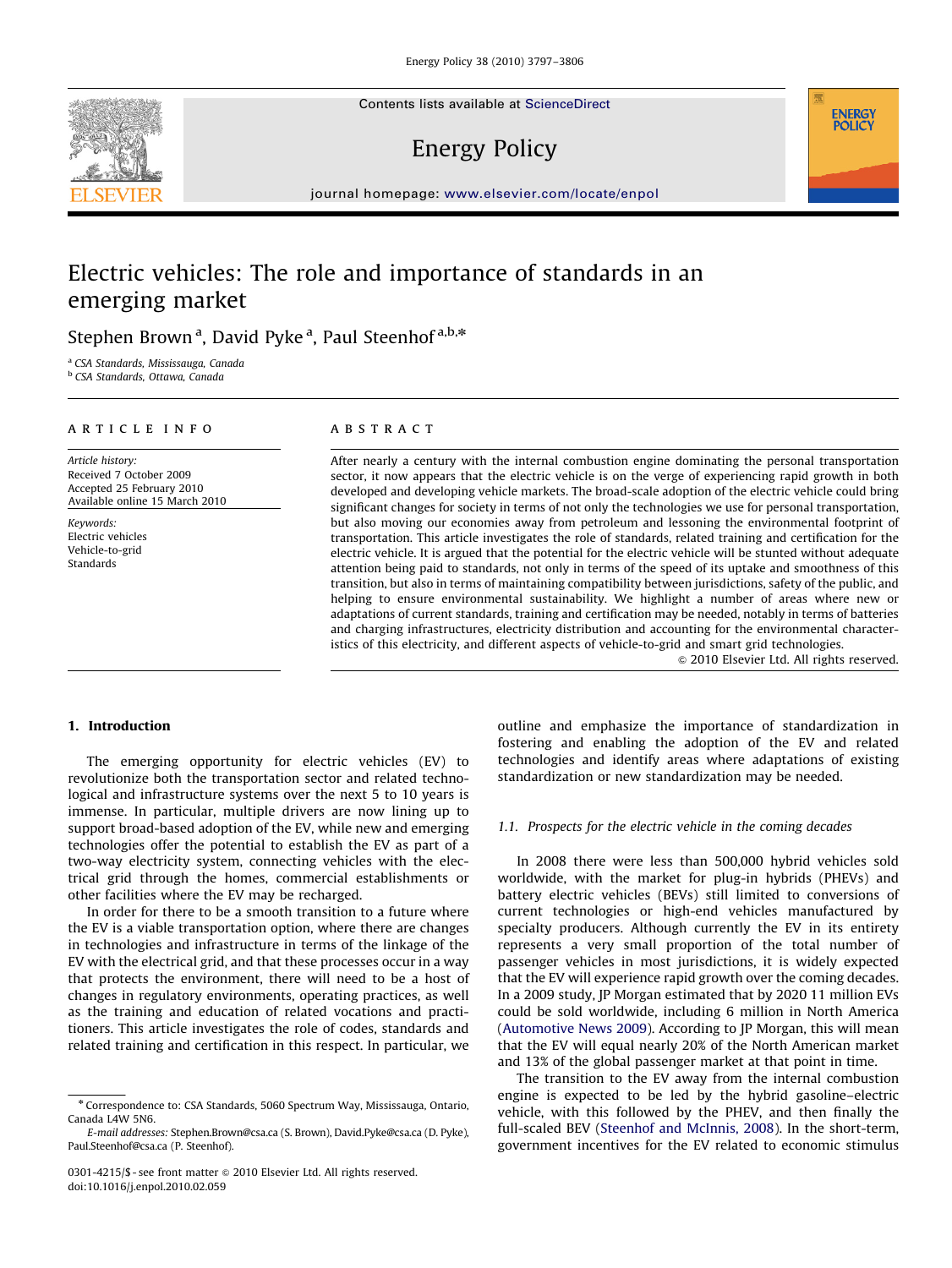Contents lists available at ScienceDirect

Energy Policy

journal homepage: www.elsevier.com/locate/enpol

# Electric vehicles: The role and importance of standards in an emerging market

Stephen Brown [a], David Pyke [a], Paul Steenhof [a,b,*]

[a] CSA Standards, Mississauga, Canada
[b] CSA Standards, Ottawa, Canada

**ARTICLE INFO**

*Article history:*
Received 7 October 2009
Accepted 25 February 2010
Available online 15 March 2010

*Keywords:*
Electric vehicles
Vehicle-to-grid
Standards

**ABSTRACT**

After nearly a century with the internal combustion engine dominating the personal transportation sector, it now appears that the electric vehicle is on the verge of experiencing rapid growth in both developed and developing vehicle markets. The broad-scale adoption of the electric vehicle could bring significant changes for society in terms of not only the technologies we use for personal transportation, but also moving our economies away from petroleum and lessoning the environmental footprint of transportation. This article investigates the role of standards, related training and certification for the electric vehicle. It is argued that the potential for the electric vehicle will be stunted without adequate attention being paid to standards, not only in terms of the speed of its uptake and smoothness of this transition, but also in terms of maintaining compatibility between jurisdictions, safety of the public, and helping to ensure environmental sustainability. We highlight a number of areas where new or adaptations of current standards, training and certification may be needed, notably in terms of batteries and charging infrastructures, electricity distribution and accounting for the environmental characteristics of this electricity, and different aspects of vehicle-to-grid and smart grid technologies.

© 2010 Elsevier Ltd. All rights reserved.

## 1. Introduction

The emerging opportunity for electric vehicles (EV) to revolutionize both the transportation sector and related technological and infrastructure systems over the next 5 to 10 years is immense. In particular, multiple drivers are now lining up to support broad-based adoption of the EV, while new and emerging technologies offer the potential to establish the EV as part of a two-way electricity system, connecting vehicles with the electrical grid through the homes, commercial establishments or other facilities where the EV may be recharged.

In order for there to be a smooth transition to a future where the EV is a viable transportation option, where there are changes in technologies and infrastructure in terms of the linkage of the EV with the electrical grid, and that these processes occur in a way that protects the environment, there will need to be a host of changes in regulatory environments, operating practices, as well as the training and education of related vocations and practitioners. This article investigates the role of codes, standards and related training and certification in this respect. In particular, we outline and emphasize the importance of standardization in fostering and enabling the adoption of the EV and related technologies and identify areas where adaptations of existing standardization or new standardization may be needed.

### 1.1. Prospects for the electric vehicle in the coming decades

In 2008 there were less than 500,000 hybrid vehicles sold worldwide, with the market for plug-in hybrids (PHEVs) and battery electric vehicles (BEVs) still limited to conversions of current technologies or high-end vehicles manufactured by specialty producers. Although currently the EV in its entirety represents a very small proportion of the total number of passenger vehicles in most jurisdictions, it is widely expected that the EV will experience rapid growth over the coming decades. In a 2009 study, JP Morgan estimated that by 2020 11 million EVs could be sold worldwide, including 6 million in North America (Automotive News 2009). According to JP Morgan, this will mean that the EV will equal nearly 20% of the North American market and 13% of the global passenger market at that point in time.

The transition to the EV away from the internal combustion engine is expected to be led by the hybrid gasoline–electric vehicle, with this followed by the PHEV, and then finally the full-scaled BEV (Steenhof and McInnis, 2008). In the short-term, government incentives for the EV related to economic stimulus

* Correspondence to: CSA Standards, 5060 Spectrum Way, Mississauga, Ontario, Canada L4W 5N6.
*E-mail addresses:* Stephen.Brown@csa.ca (S. Brown), David.Pyke@csa.ca (D. Pyke), Paul.Steenhof@csa.ca (P. Steenhof).

0301-4215/$ - see front matter © 2010 Elsevier Ltd. All rights reserved.
doi:10.1016/j.enpol.2010.02.059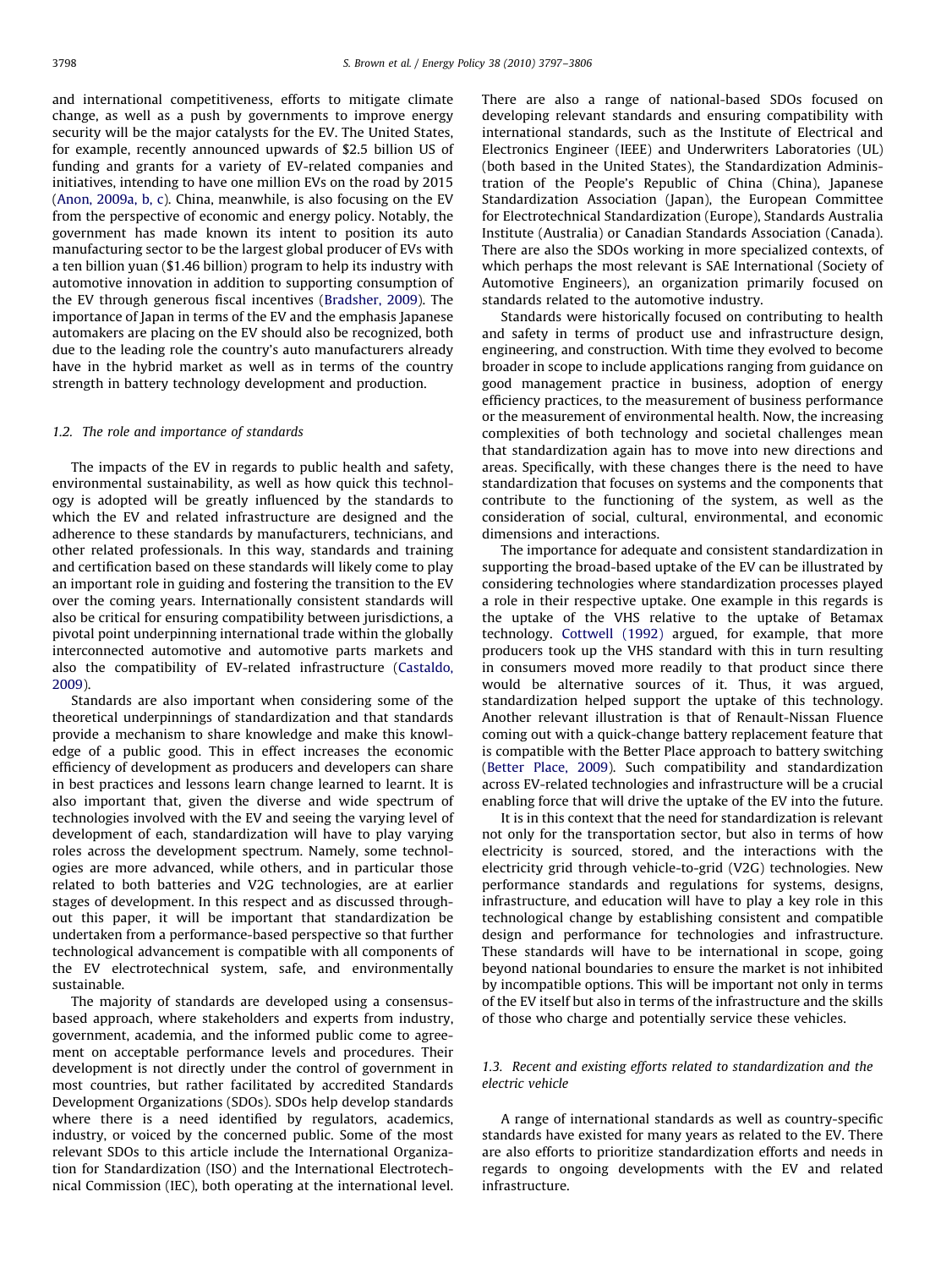and international competitiveness, efforts to mitigate climate change, as well as a push by governments to improve energy security will be the major catalysts for the EV. The United States, for example, recently announced upwards of $2.5 billion US of funding and grants for a variety of EV-related companies and initiatives, intending to have one million EVs on the road by 2015 (Anon, 2009a, b, c). China, meanwhile, is also focusing on the EV from the perspective of economic and energy policy. Notably, the government has made known its intent to position its auto manufacturing sector to be the largest global producer of EVs with a ten billion yuan ($1.46 billion) program to help its industry with automotive innovation in addition to supporting consumption of the EV through generous fiscal incentives (Bradsher, 2009). The importance of Japan in terms of the EV and the emphasis Japanese automakers are placing on the EV should also be recognized, both due to the leading role the country's auto manufacturers already have in the hybrid market as well as in terms of the country strength in battery technology development and production.

### 1.2. The role and importance of standards

The impacts of the EV in regards to public health and safety, environmental sustainability, as well as how quick this technology is adopted will be greatly influenced by the standards to which the EV and related infrastructure are designed and the adherence to these standards by manufacturers, technicians, and other related professionals. In this way, standards and training and certification based on these standards will likely come to play an important role in guiding and fostering the transition to the EV over the coming years. Internationally consistent standards will also be critical for ensuring compatibility between jurisdictions, a pivotal point underpinning international trade within the globally interconnected automotive and automotive parts markets and also the compatibility of EV-related infrastructure (Castaldo, 2009).

Standards are also important when considering some of the theoretical underpinnings of standardization and that standards provide a mechanism to share knowledge and make this knowledge of a public good. This in effect increases the economic efficiency of development as producers and developers can share in best practices and lessons learn change learned to learnt. It is also important that, given the diverse and wide spectrum of technologies involved with the EV and seeing the varying level of development of each, standardization will have to play varying roles across the development spectrum. Namely, some technologies are more advanced, while others, and in particular those related to both batteries and V2G technologies, are at earlier stages of development. In this respect and as discussed throughout this paper, it will be important that standardization be undertaken from a performance-based perspective so that further technological advancement is compatible with all components of the EV electrotechnical system, safe, and environmentally sustainable.

The majority of standards are developed using a consensus-based approach, where stakeholders and experts from industry, government, academia, and the informed public come to agreement on acceptable performance levels and procedures. Their development is not directly under the control of government in most countries, but rather facilitated by accredited Standards Development Organizations (SDOs). SDOs help develop standards where there is a need identified by regulators, academics, industry, or voiced by the concerned public. Some of the most relevant SDOs to this article include the International Organization for Standardization (ISO) and the International Electrotechnical Commission (IEC), both operating at the international level. There are also a range of national-based SDOs focused on developing relevant standards and ensuring compatibility with international standards, such as the Institute of Electrical and Electronics Engineer (IEEE) and Underwriters Laboratories (UL) (both based in the United States), the Standardization Administration of the People's Republic of China (China), Japanese Standardization Association (Japan), the European Committee for Electrotechnical Standardization (Europe), Standards Australia Institute (Australia) or Canadian Standards Association (Canada). There are also the SDOs working in more specialized contexts, of which perhaps the most relevant is SAE International (Society of Automotive Engineers), an organization primarily focused on standards related to the automotive industry.

Standards were historically focused on contributing to health and safety in terms of product use and infrastructure design, engineering, and construction. With time they evolved to become broader in scope to include applications ranging from guidance on good management practice in business, adoption of energy efficiency practices, to the measurement of business performance or the measurement of environmental health. Now, the increasing complexities of both technology and societal challenges mean that standardization again has to move into new directions and areas. Specifically, with these changes there is the need to have standardization that focuses on systems and the components that contribute to the functioning of the system, as well as the consideration of social, cultural, environmental, and economic dimensions and interactions.

The importance for adequate and consistent standardization in supporting the broad-based uptake of the EV can be illustrated by considering technologies where standardization processes played a role in their respective uptake. One example in this regards is the uptake of the VHS relative to the uptake of Betamax technology. Cottwell (1992) argued, for example, that more producers took up the VHS standard with this in turn resulting in consumers moved more readily to that product since there would be alternative sources of it. Thus, it was argued, standardization helped support the uptake of this technology. Another relevant illustration is that of Renault-Nissan Fluence coming out with a quick-change battery replacement feature that is compatible with the Better Place approach to battery switching (Better Place, 2009). Such compatibility and standardization across EV-related technologies and infrastructure will be a crucial enabling force that will drive the uptake of the EV into the future.

It is in this context that the need for standardization is relevant not only for the transportation sector, but also in terms of how electricity is sourced, stored, and the interactions with the electricity grid through vehicle-to-grid (V2G) technologies. New performance standards and regulations for systems, designs, infrastructure, and education will have to play a key role in this technological change by establishing consistent and compatible design and performance for technologies and infrastructure. These standards will have to be international in scope, going beyond national boundaries to ensure the market is not inhibited by incompatible options. This will be important not only in terms of the EV itself but also in terms of the infrastructure and the skills of those who charge and potentially service these vehicles.

### 1.3. Recent and existing efforts related to standardization and the electric vehicle

A range of international standards as well as country-specific standards have existed for many years as related to the EV. There are also efforts to prioritize standardization efforts and needs in regards to ongoing developments with the EV and related infrastructure.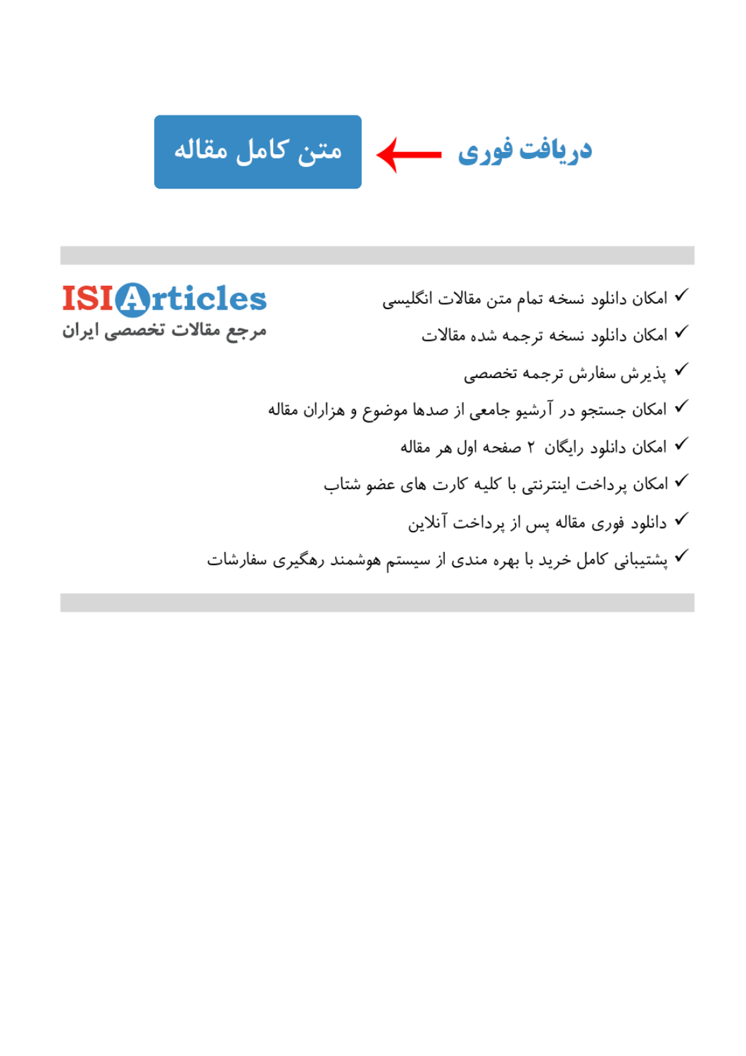**دریافت فوری** ← **متن کامل مقاله**

**ISIArticles**
مرجع مقالات تخصصی ایران

- ✓ امکان دانلود نسخه تمام متن مقالات انگلیسی
- ✓ امکان دانلود نسخه ترجمه شده مقالات
- ✓ پذیرش سفارش ترجمه تخصصی
- ✓ امکان جستجو در آرشیو جامعی از صدها موضوع و هزاران مقاله
- ✓ امکان دانلود رایگان ۲ صفحه اول هر مقاله
- ✓ امکان پرداخت اینترنتی با کلیه کارت های عضو شتاب
- ✓ دانلود فوری مقاله پس از پرداخت آنلاین
- ✓ پشتیبانی کامل خرید با بهره مندی از سیستم هوشمند رهگیری سفارشات